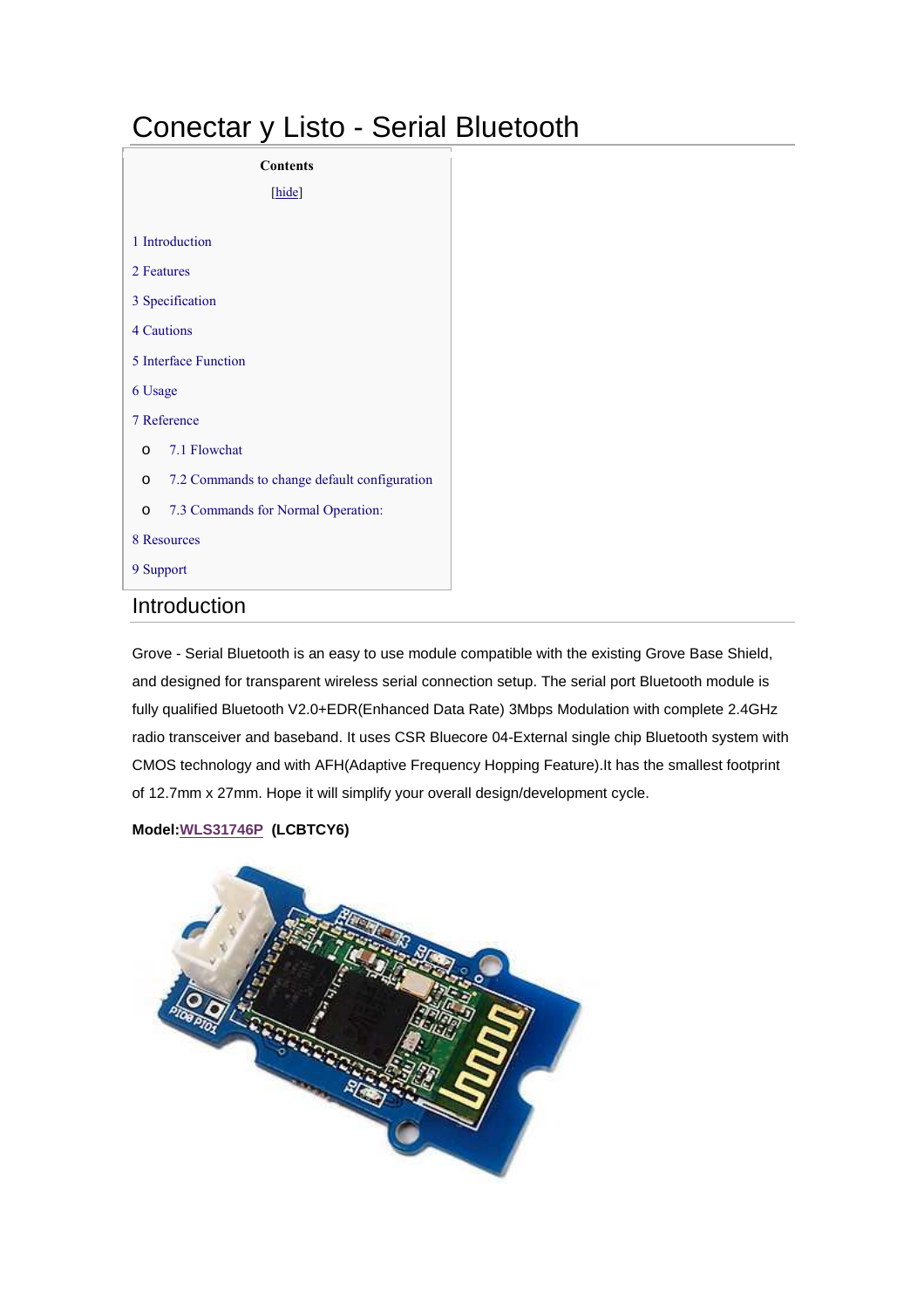# Conectar y Listo - Serial Bluetooth

**Contents**

[hide]

1 Introduction

2 Features

3 Specification

4 Cautions

5 Interface Function

6 Usage

7 Reference

- 7.1 Flowchat
- 7.2 Commands to change default configuration
- 7.3 Commands for Normal Operation:

8 Resources

9 Support

## Introduction

Grove - Serial Bluetooth is an easy to use module compatible with the existing Grove Base Shield, and designed for transparent wireless serial connection setup. The serial port Bluetooth module is fully qualified Bluetooth V2.0+EDR(Enhanced Data Rate) 3Mbps Modulation with complete 2.4GHz radio transceiver and baseband. It uses CSR Bluecore 04-External single chip Bluetooth system with CMOS technology and with AFH(Adaptive Frequency Hopping Feature).It has the smallest footprint of 12.7mm x 27mm. Hope it will simplify your overall design/development cycle.

**Model:WLS31746P (LCBTCY6)**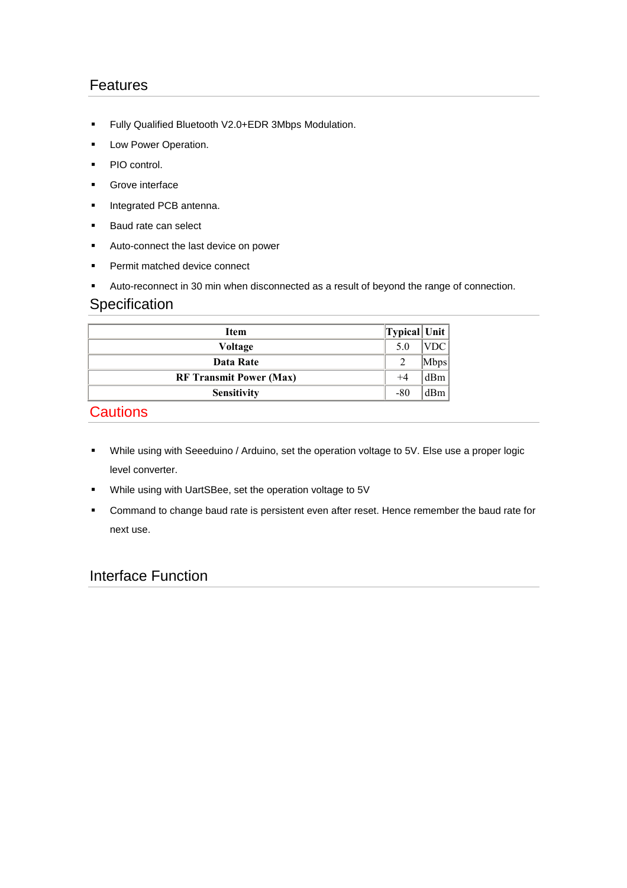## Features

- Fully Qualified Bluetooth V2.0+EDR 3Mbps Modulation.
- Low Power Operation.
- PIO control.
- Grove interface
- Integrated PCB antenna.
- Baud rate can select
- Auto-connect the last device on power
- Permit matched device connect
- Auto-reconnect in 30 min when disconnected as a result of beyond the range of connection.

## Specification

| Item | Typical | Unit |
|---|---|---|
| **Voltage** | 5.0 | VDC |
| **Data Rate** | 2 | Mbps |
| **RF Transmit Power (Max)** | +4 | dBm |
| **Sensitivity** | -80 | dBm |

## Cautions

- While using with Seeeduino / Arduino, set the operation voltage to 5V. Else use a proper logic level converter.
- While using with UartSBee, set the operation voltage to 5V
- Command to change baud rate is persistent even after reset. Hence remember the baud rate for next use.

## Interface Function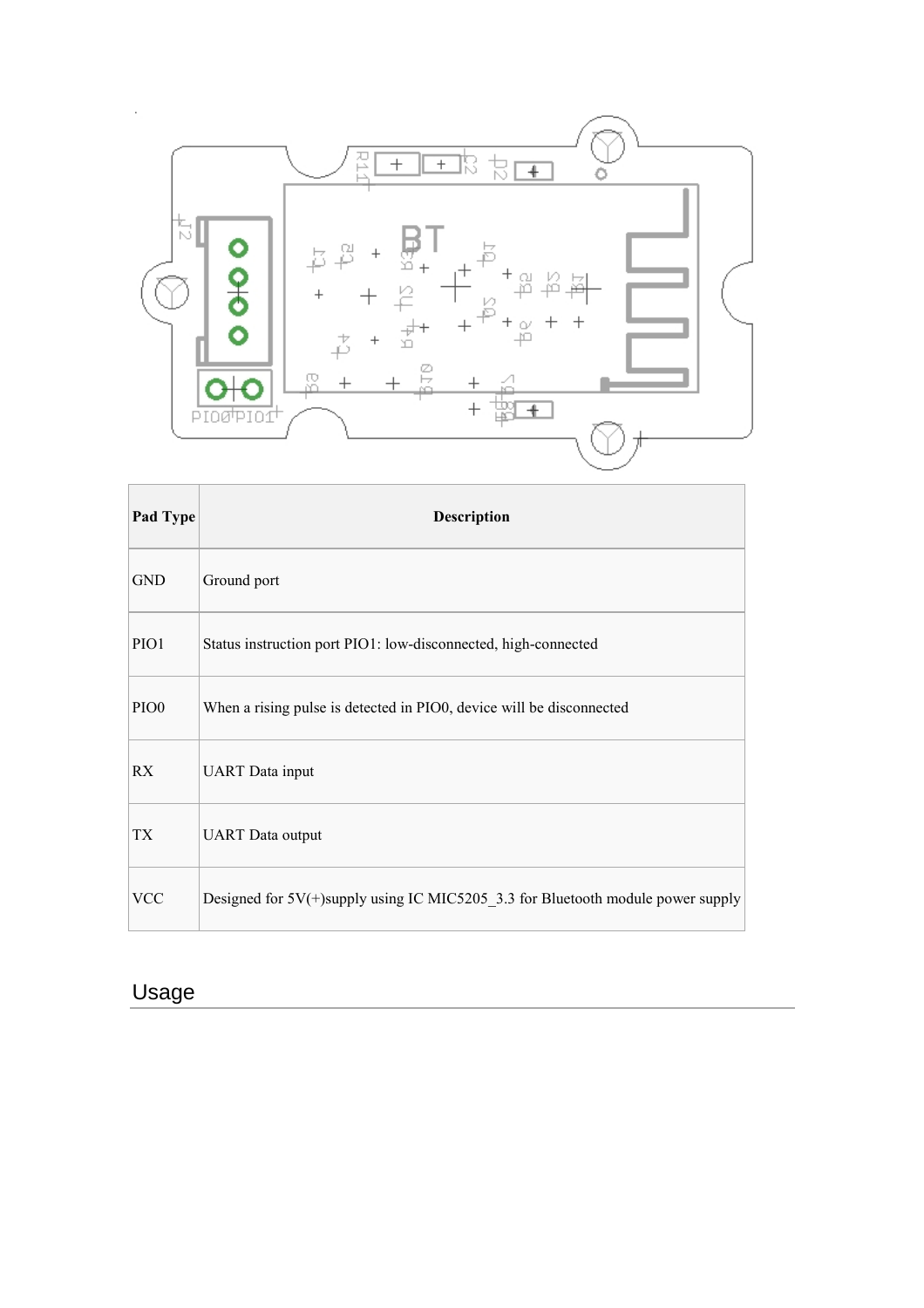| Pad Type | Description |
| --- | --- |
| GND | Ground port |
| PIO1 | Status instruction port PIO1: low-disconnected, high-connected |
| PIO0 | When a rising pulse is detected in PIO0, device will be disconnected |
| RX | UART Data input |
| TX | UART Data output |
| VCC | Designed for 5V(+)supply using IC MIC5205_3.3 for Bluetooth module power supply |

## Usage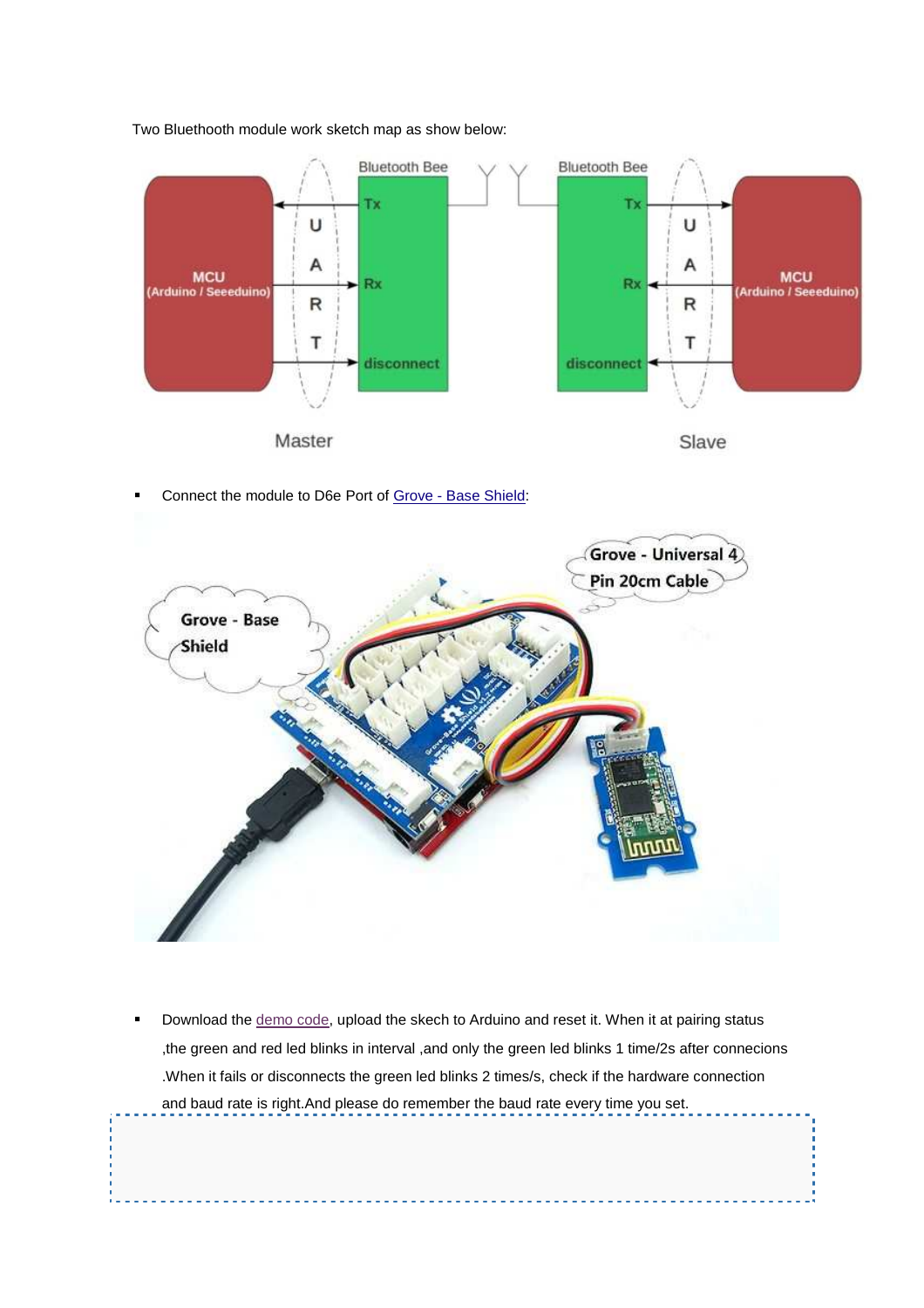Two Bluethooth module work sketch map as show below:

- Connect the module to D6e Port of [Grove - Base Shield](Grove - Base Shield):

- Download the [demo code](demo code), upload the skech to Arduino and reset it. When it at pairing status ,the green and red led blinks in interval ,and only the green led blinks 1 time/2s after connecions .When it fails or disconnects the green led blinks 2 times/s, check if the hardware connection and baud rate is right.And please do remember the baud rate every time you set.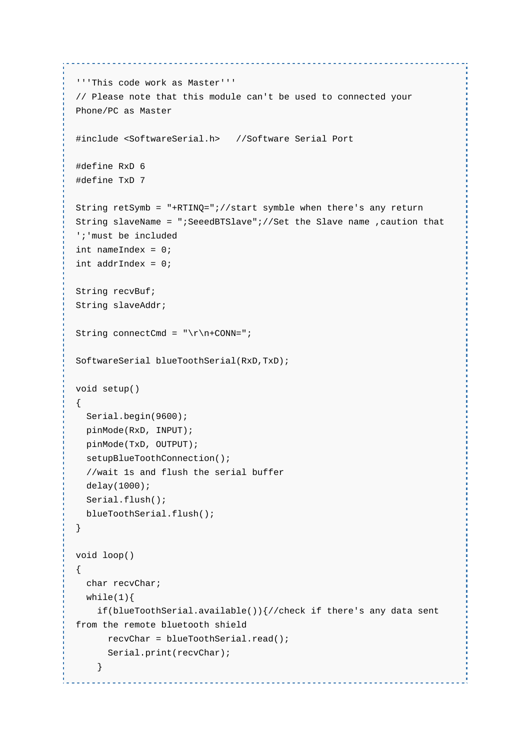```
'''This code work as Master'''
// Please note that this module can't be used to connected your
Phone/PC as Master

#include <SoftwareSerial.h>   //Software Serial Port

#define RxD 6
#define TxD 7

String retSymb = "+RTINQ=";//start symble when there's any return
String slaveName = ";SeeedBTSlave";//Set the Slave name ,caution that
';'must be included
int nameIndex = 0;
int addrIndex = 0;

String recvBuf;
String slaveAddr;

String connectCmd = "\r\n+CONN=";

SoftwareSerial blueToothSerial(RxD,TxD);

void setup()
{
  Serial.begin(9600);
  pinMode(RxD, INPUT);
  pinMode(TxD, OUTPUT);
  setupBlueToothConnection();
  //wait 1s and flush the serial buffer
  delay(1000);
  Serial.flush();
  blueToothSerial.flush();
}

void loop()
{
  char recvChar;
  while(1){
    if(blueToothSerial.available()){//check if there's any data sent
from the remote bluetooth shield
      recvChar = blueToothSerial.read();
      Serial.print(recvChar);
    }
```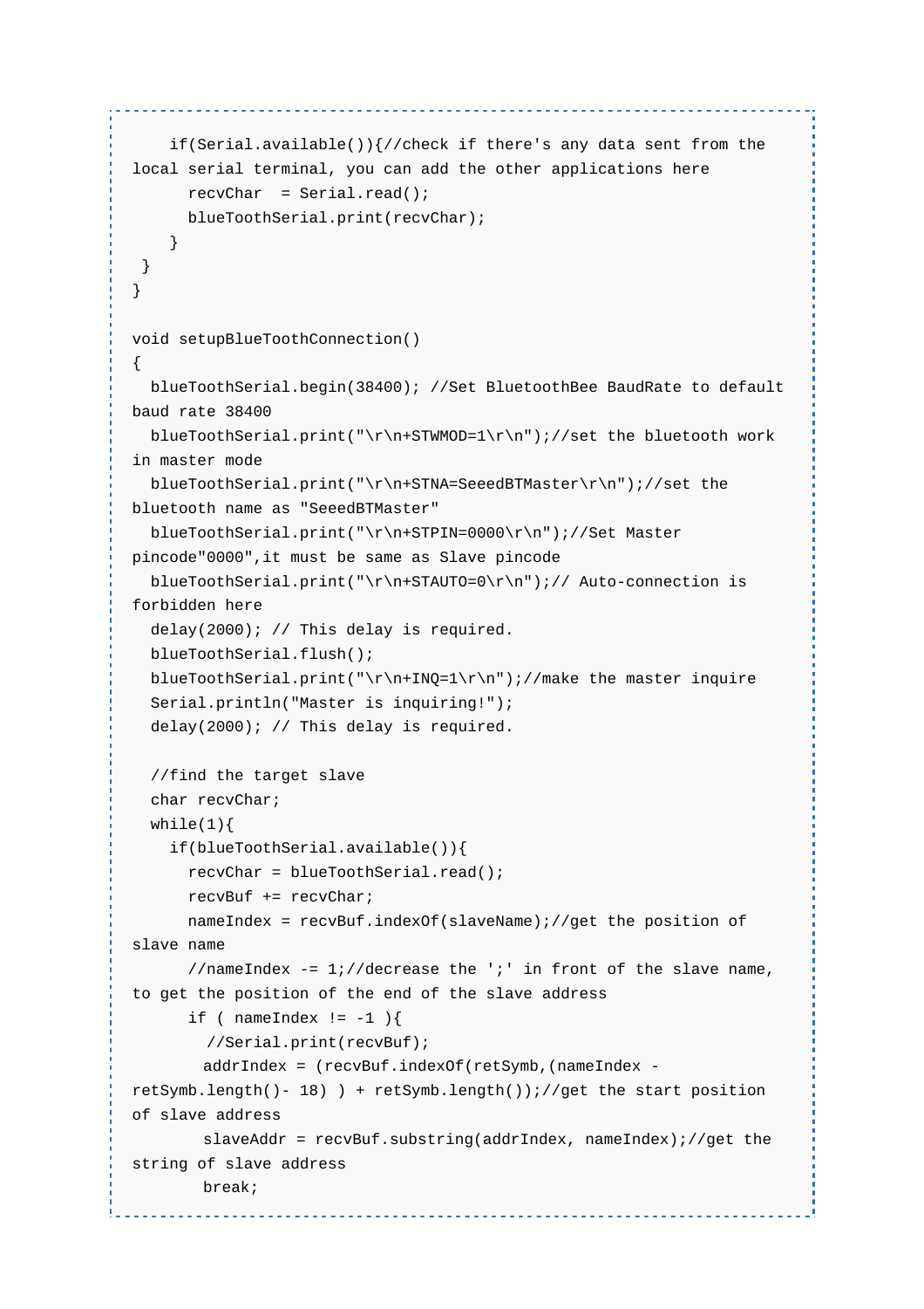```
    if(Serial.available()){//check if there's any data sent from the local serial terminal, you can add the other applications here
      recvChar  = Serial.read();
      blueToothSerial.print(recvChar);
    }
 }
}

void setupBlueToothConnection()
{
  blueToothSerial.begin(38400); //Set BluetoothBee BaudRate to default baud rate 38400
  blueToothSerial.print("\r\n+STWMOD=1\r\n");//set the bluetooth work in master mode
  blueToothSerial.print("\r\n+STNA=SeeedBTMaster\r\n");//set the bluetooth name as "SeeedBTMaster"
  blueToothSerial.print("\r\n+STPIN=0000\r\n");//Set Master pincode"0000",it must be same as Slave pincode
  blueToothSerial.print("\r\n+STAUTO=0\r\n");// Auto-connection is forbidden here
  delay(2000); // This delay is required.
  blueToothSerial.flush();
  blueToothSerial.print("\r\n+INQ=1\r\n");//make the master inquire
  Serial.println("Master is inquiring!");
  delay(2000); // This delay is required.

  //find the target slave
  char recvChar;
  while(1){
    if(blueToothSerial.available()){
      recvChar = blueToothSerial.read();
      recvBuf += recvChar;
      nameIndex = recvBuf.indexOf(slaveName);//get the position of slave name
      //nameIndex -= 1;//decrease the ';' in front of the slave name, to get the position of the end of the slave address
      if ( nameIndex != -1 ){
        //Serial.print(recvBuf);
        addrIndex = (recvBuf.indexOf(retSymb,(nameIndex - retSymb.length()- 18) ) + retSymb.length());//get the start position of slave address
        slaveAddr = recvBuf.substring(addrIndex, nameIndex);//get the string of slave address
        break;
```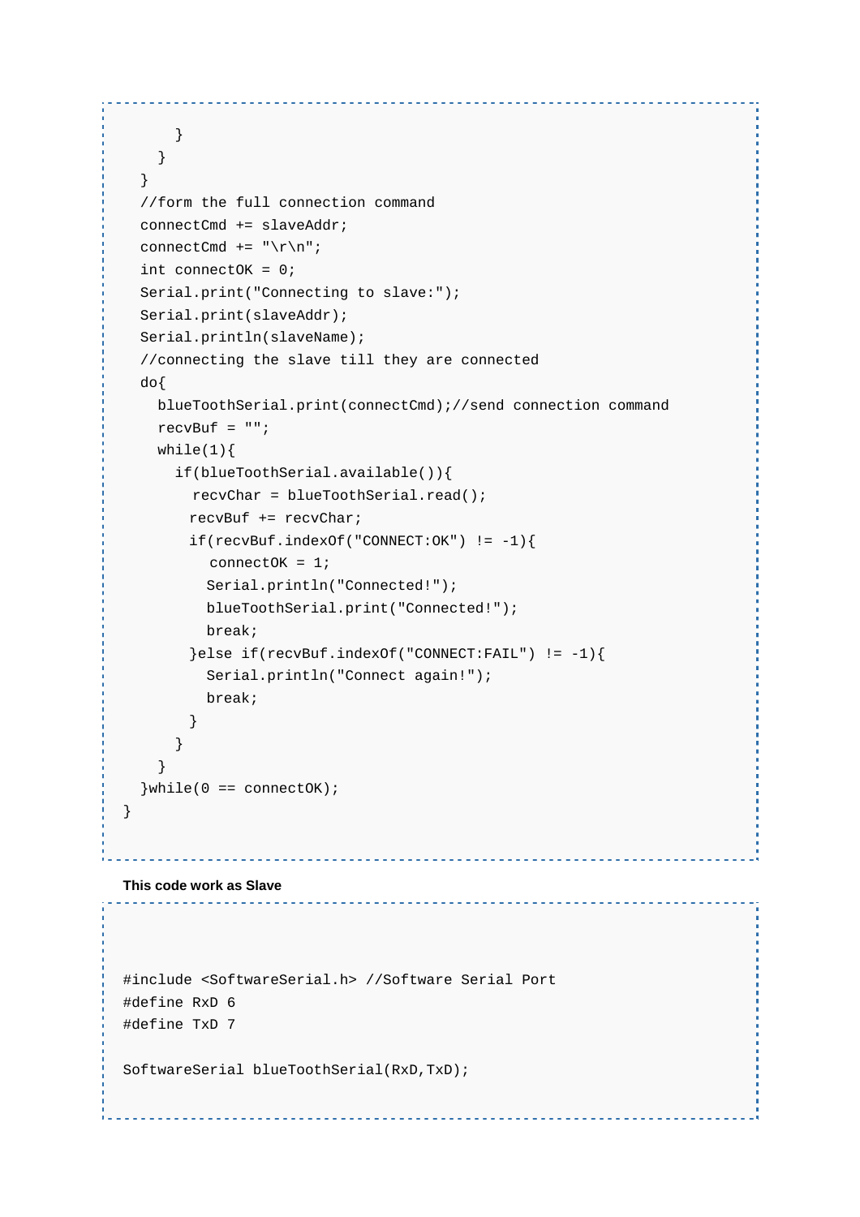```
      }
    }
  }
  //form the full connection command
  connectCmd += slaveAddr;
  connectCmd += "\r\n";
  int connectOK = 0;
  Serial.print("Connecting to slave:");
  Serial.print(slaveAddr);
  Serial.println(slaveName);
  //connecting the slave till they are connected
  do{
    blueToothSerial.print(connectCmd);//send connection command
    recvBuf = "";
    while(1){
      if(blueToothSerial.available()){
        recvChar = blueToothSerial.read();
        recvBuf += recvChar;
        if(recvBuf.indexOf("CONNECT:OK") != -1){
          connectOK = 1;
          Serial.println("Connected!");
          blueToothSerial.print("Connected!");
          break;
        }else if(recvBuf.indexOf("CONNECT:FAIL") != -1){
          Serial.println("Connect again!");
          break;
        }
      }
    }
  }while(0 == connectOK);
}
```

**This code work as Slave**

```
#include <SoftwareSerial.h> //Software Serial Port
#define RxD 6
#define TxD 7

SoftwareSerial blueToothSerial(RxD,TxD);
```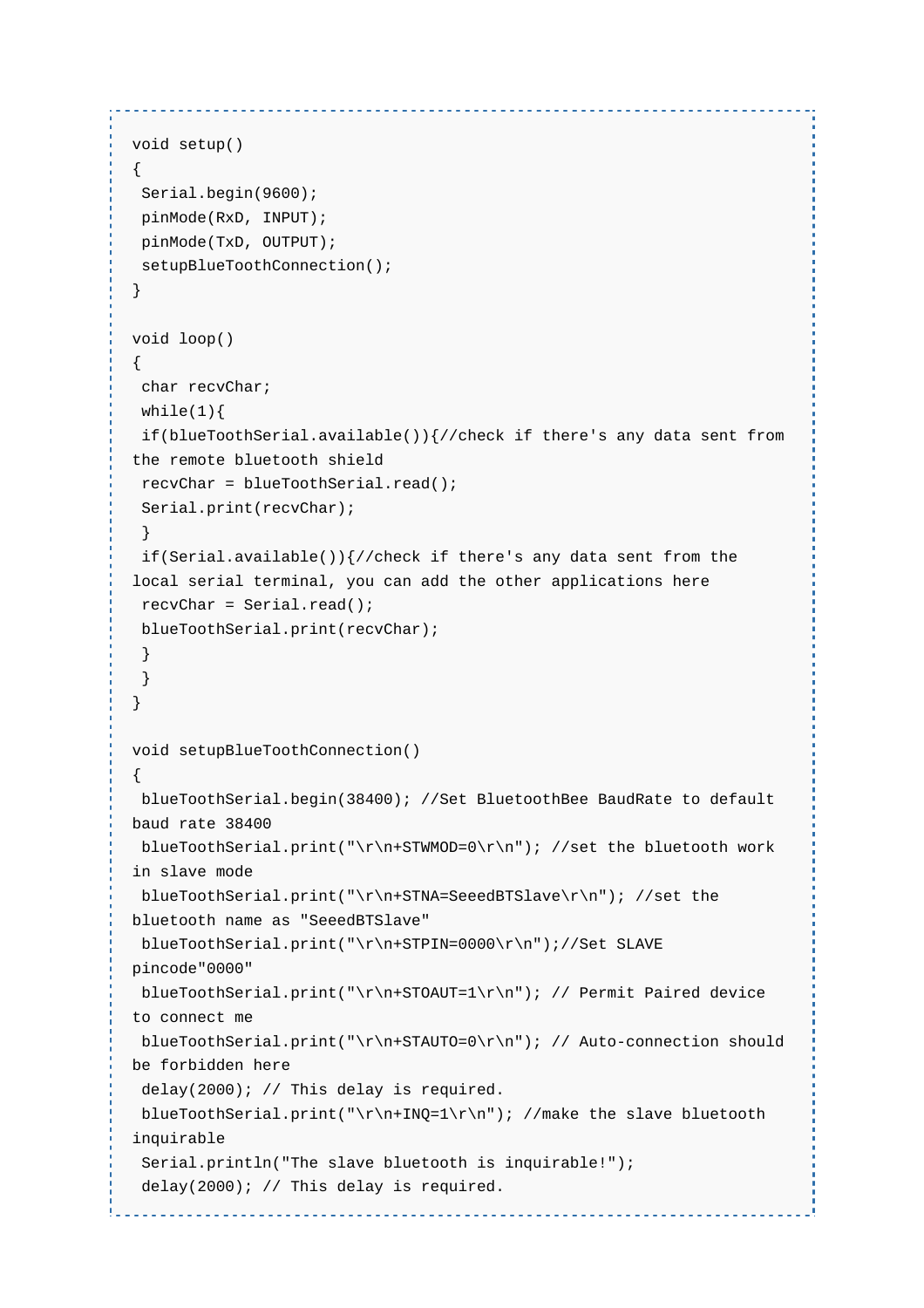```
void setup()
{
 Serial.begin(9600);
 pinMode(RxD, INPUT);
 pinMode(TxD, OUTPUT);
 setupBlueToothConnection();
}

void loop()
{
 char recvChar;
 while(1){
 if(blueToothSerial.available()){//check if there's any data sent from the remote bluetooth shield
 recvChar = blueToothSerial.read();
 Serial.print(recvChar);
 }
 if(Serial.available()){//check if there's any data sent from the local serial terminal, you can add the other applications here
 recvChar = Serial.read();
 blueToothSerial.print(recvChar);
 }
 }
}

void setupBlueToothConnection()
{
 blueToothSerial.begin(38400); //Set BluetoothBee BaudRate to default baud rate 38400
 blueToothSerial.print("\r\n+STWMOD=0\r\n"); //set the bluetooth work in slave mode
 blueToothSerial.print("\r\n+STNA=SeeedBTSlave\r\n"); //set the bluetooth name as "SeeedBTSlave"
 blueToothSerial.print("\r\n+STPIN=0000\r\n");//Set SLAVE pincode"0000"
 blueToothSerial.print("\r\n+STOAUT=1\r\n"); // Permit Paired device to connect me
 blueToothSerial.print("\r\n+STAUTO=0\r\n"); // Auto-connection should be forbidden here
 delay(2000); // This delay is required.
 blueToothSerial.print("\r\n+INQ=1\r\n"); //make the slave bluetooth inquirable
 Serial.println("The slave bluetooth is inquirable!");
 delay(2000); // This delay is required.
```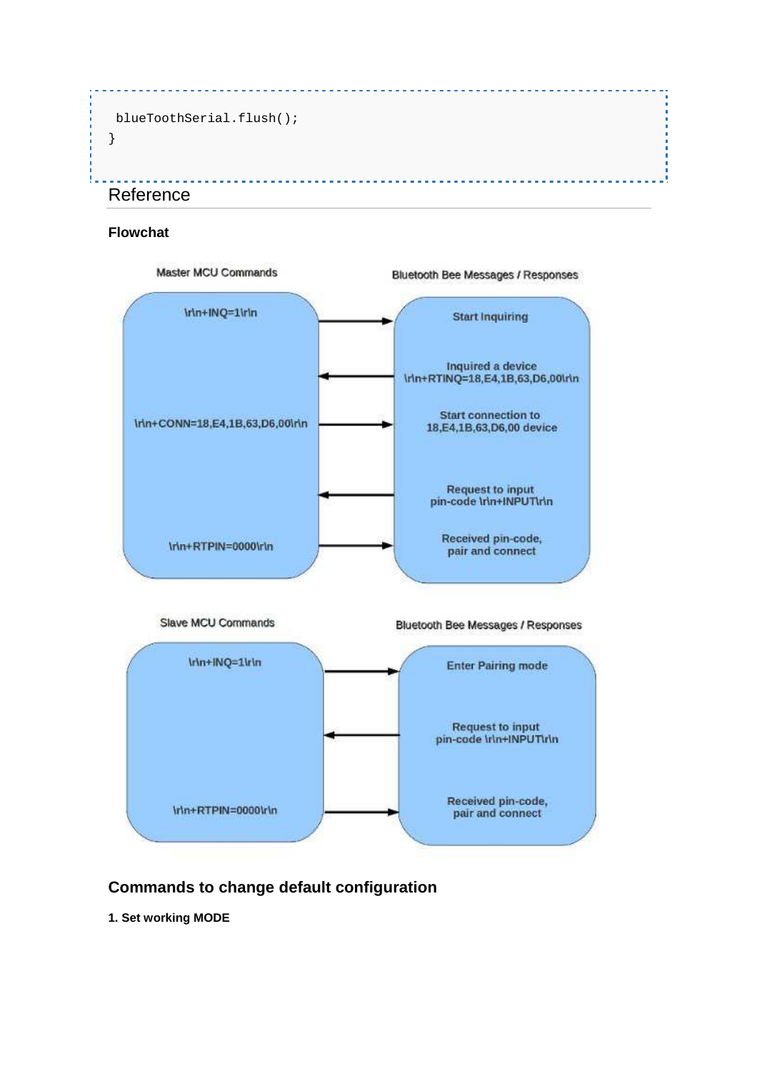```
 blueToothSerial.flush();
}
```

## Reference

**Flowchat**

Master MCU Commands | Bluetooth Bee Messages / Responses

| Master MCU Commands | | Bluetooth Bee Messages / Responses |
|---|---|---|
| \r\n+INQ=1\r\n | → | Start Inquiring |
| | ← | Inquired a device \r\n+RTINQ=18,E4,1B,63,D6,00\r\n |
| \r\n+CONN=18,E4,1B,63,D6,00\r\n | → | Start connection to 18,E4,1B,63,D6,00 device |
| | ← | Request to input pin-code \r\n+INPUT\r\n |
| \r\n+RTPIN=0000\r\n | → | Received pin-code, pair and connect |

| Slave MCU Commands | | Bluetooth Bee Messages / Responses |
|---|---|---|
| \r\n+INQ=1\r\n | → | Enter Pairing mode |
| | ← | Request to input pin-code \r\n+INPUT\r\n |
| \r\n+RTPIN=0000\r\n | → | Received pin-code, pair and connect |

### Commands to change default configuration

**1. Set working MODE**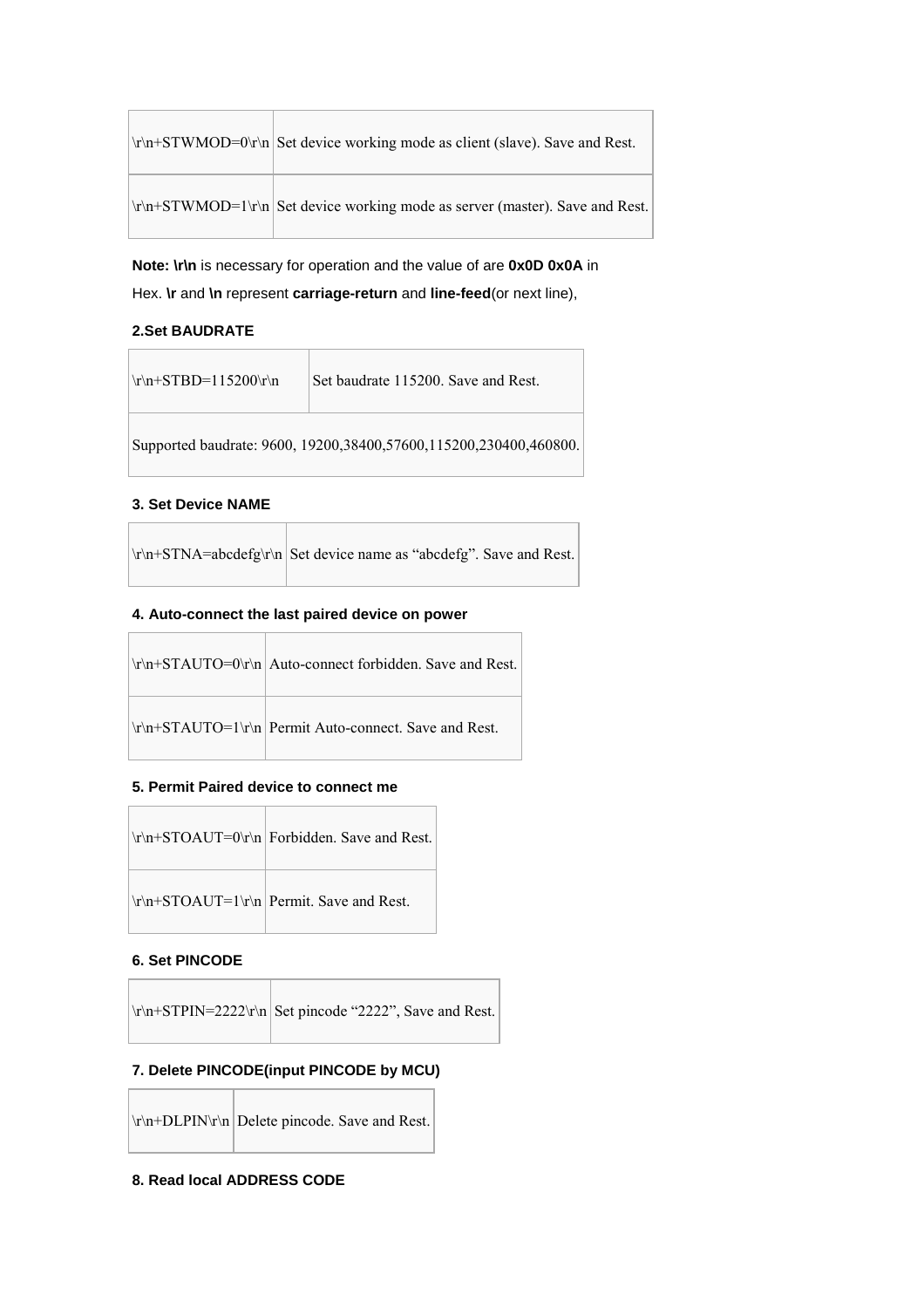| \r\n+STWMOD=0\r\n | Set device working mode as client (slave). Save and Rest. |
|---|---|
| \r\n+STWMOD=1\r\n | Set device working mode as server (master). Save and Rest. |

**Note: \r\n** is necessary for operation and the value of are **0x0D 0x0A** in Hex. **\r** and **\n** represent **carriage-return** and **line-feed**(or next line),

**2.Set BAUDRATE**

| \r\n+STBD=115200\r\n | Set baudrate 115200. Save and Rest. |
|---|---|
| Supported baudrate: 9600, 19200,38400,57600,115200,230400,460800. | |

**3. Set Device NAME**

| \r\n+STNA=abcdefg\r\n | Set device name as "abcdefg". Save and Rest. |
|---|---|

**4. Auto-connect the last paired device on power**

| \r\n+STAUTO=0\r\n | Auto-connect forbidden. Save and Rest. |
|---|---|
| \r\n+STAUTO=1\r\n | Permit Auto-connect. Save and Rest. |

**5. Permit Paired device to connect me**

| \r\n+STOAUT=0\r\n | Forbidden. Save and Rest. |
|---|---|
| \r\n+STOAUT=1\r\n | Permit. Save and Rest. |

**6. Set PINCODE**

| \r\n+STPIN=2222\r\n | Set pincode "2222", Save and Rest. |
|---|---|

**7. Delete PINCODE(input PINCODE by MCU)**

| \r\n+DLPIN\r\n | Delete pincode. Save and Rest. |
|---|---|

**8. Read local ADDRESS CODE**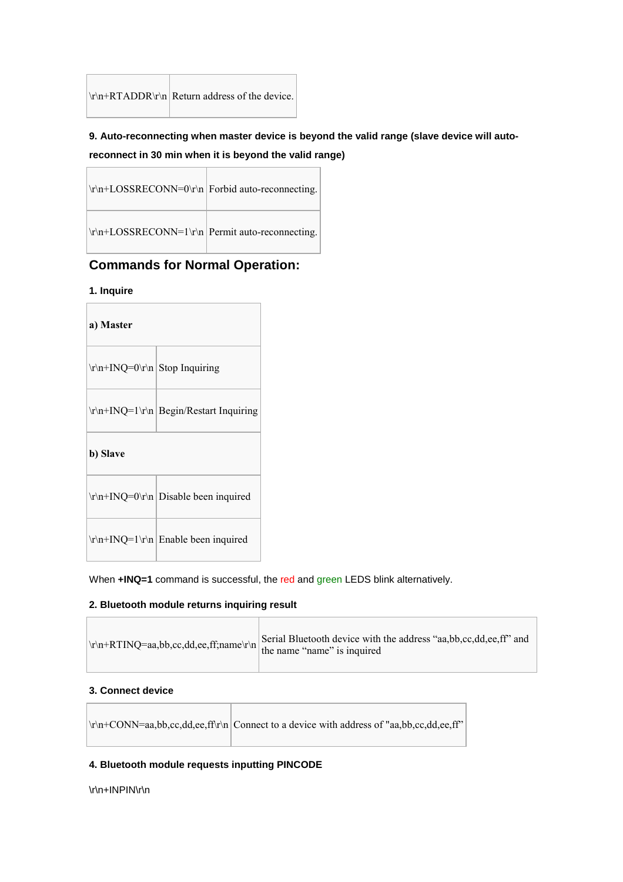| \r\n+RTADDR\r\n | Return address of the device. |
|---|---|

**9. Auto-reconnecting when master device is beyond the valid range (slave device will auto-reconnect in 30 min when it is beyond the valid range)**

| \r\n+LOSSRECONN=0\r\n | Forbid auto-reconnecting. |
|---|---|
| \r\n+LOSSRECONN=1\r\n | Permit auto-reconnecting. |

## Commands for Normal Operation:

**1. Inquire**

| **a) Master** | |
|---|---|
| \r\n+INQ=0\r\n | Stop Inquiring |
| \r\n+INQ=1\r\n | Begin/Restart Inquiring |
| **b) Slave** | |
| \r\n+INQ=0\r\n | Disable been inquired |
| \r\n+INQ=1\r\n | Enable been inquired |

When **+INQ=1** command is successful, the red and green LEDS blink alternatively.

**2. Bluetooth module returns inquiring result**

| \r\n+RTINQ=aa,bb,cc,dd,ee,ff;name\r\n | Serial Bluetooth device with the address "aa,bb,cc,dd,ee,ff" and the name "name" is inquired |
|---|---|

**3. Connect device**

| \r\n+CONN=aa,bb,cc,dd,ee,ff\r\n | Connect to a device with address of "aa,bb,cc,dd,ee,ff" |
|---|---|

**4. Bluetooth module requests inputting PINCODE**

\r\n+INPIN\r\n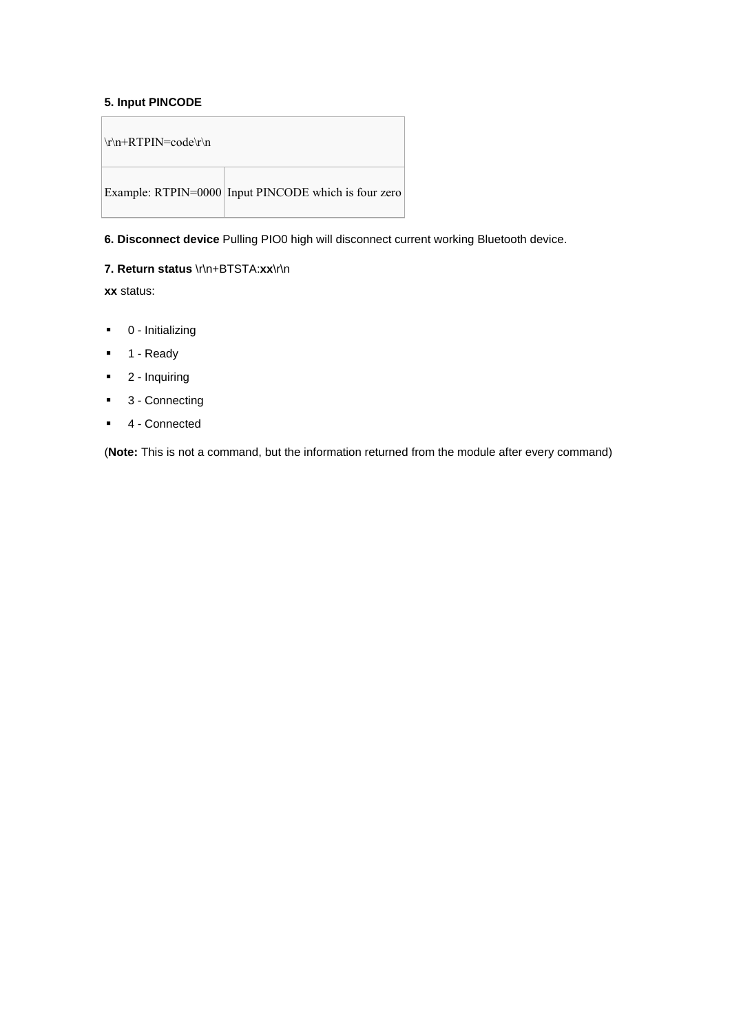**5. Input PINCODE**

| | |
|---|---|
| \r\n+RTPIN=code\r\n | |
| Example: RTPIN=0000 | Input PINCODE which is four zero |

**6. Disconnect device** Pulling PIO0 high will disconnect current working Bluetooth device.

**7. Return status** \r\n+BTSTA:**xx**\r\n

**xx** status:

- 0 - Initializing
- 1 - Ready
- 2 - Inquiring
- 3 - Connecting
- 4 - Connected

(**Note:** This is not a command, but the information returned from the module after every command)